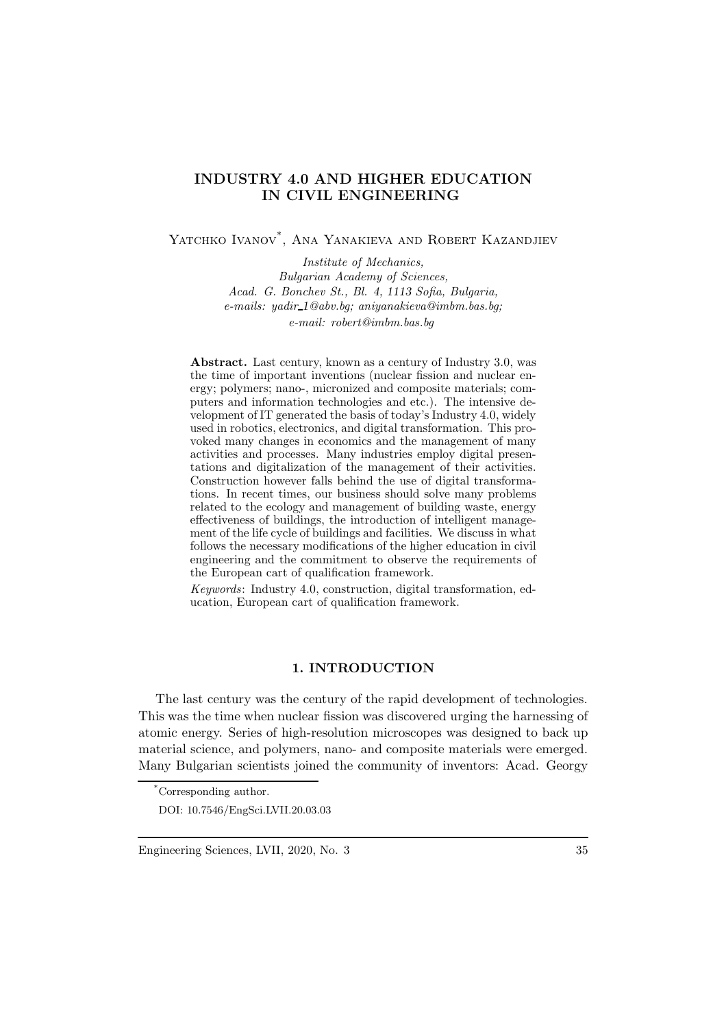# INDUSTRY 4.0 AND HIGHER EDUCATION IN CIVIL ENGINEERING

Yatchko Ivanov*, Ana Yanakieva and Robert Kazandjiev

*Institute of Mechanics,*
*Bulgarian Academy of Sciences,*
*Acad. G. Bonchev St., Bl. 4, 1113 Sofia, Bulgaria,*
*e-mails: yadir_1@abv.bg; aniyanakieva@imbm.bas.bg;*
*e-mail: robert@imbm.bas.bg*

**Abstract.** Last century, known as a century of Industry 3.0, was the time of important inventions (nuclear fission and nuclear energy; polymers; nano-, micronized and composite materials; computers and information technologies and etc.). The intensive development of IT generated the basis of today's Industry 4.0, widely used in robotics, electronics, and digital transformation. This provoked many changes in economics and the management of many activities and processes. Many industries employ digital presentations and digitalization of the management of their activities. Construction however falls behind the use of digital transformations. In recent times, our business should solve many problems related to the ecology and management of building waste, energy effectiveness of buildings, the introduction of intelligent management of the life cycle of buildings and facilities. We discuss in what follows the necessary modifications of the higher education in civil engineering and the commitment to observe the requirements of the European cart of qualification framework.

*Keywords*: Industry 4.0, construction, digital transformation, education, European cart of qualification framework.

## 1. INTRODUCTION

The last century was the century of the rapid development of technologies. This was the time when nuclear fission was discovered urging the harnessing of atomic energy. Series of high-resolution microscopes was designed to back up material science, and polymers, nano- and composite materials were emerged. Many Bulgarian scientists joined the community of inventors: Acad. Georgy

*Corresponding author.

DOI: 10.7546/EngSci.LVII.20.03.03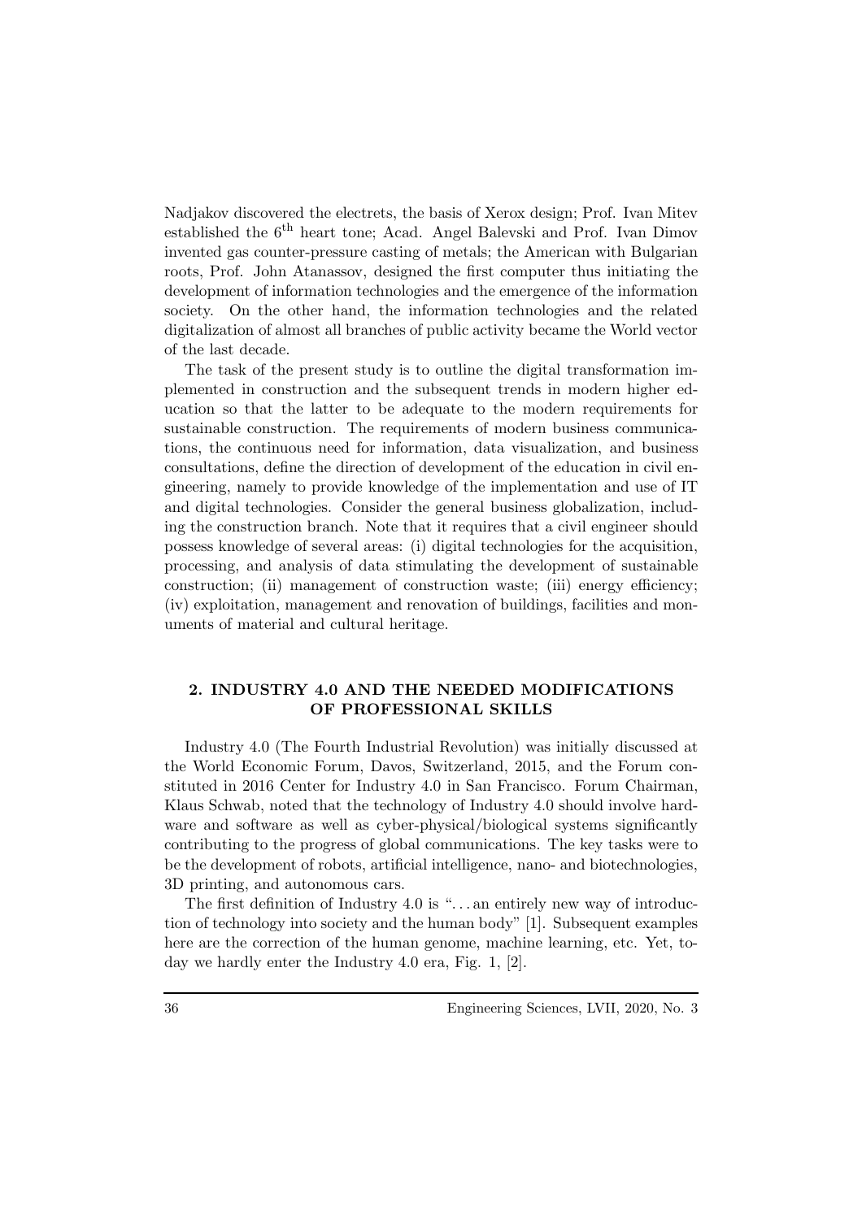Nadjakov discovered the electrets, the basis of Xerox design; Prof. Ivan Mitev established the $6^{\text{th}}$ heart tone; Acad. Angel Balevski and Prof. Ivan Dimov invented gas counter-pressure casting of metals; the American with Bulgarian roots, Prof. John Atanassov, designed the first computer thus initiating the development of information technologies and the emergence of the information society. On the other hand, the information technologies and the related digitalization of almost all branches of public activity became the World vector of the last decade.

The task of the present study is to outline the digital transformation implemented in construction and the subsequent trends in modern higher education so that the latter to be adequate to the modern requirements for sustainable construction. The requirements of modern business communications, the continuous need for information, data visualization, and business consultations, define the direction of development of the education in civil engineering, namely to provide knowledge of the implementation and use of IT and digital technologies. Consider the general business globalization, including the construction branch. Note that it requires that a civil engineer should possess knowledge of several areas: (i) digital technologies for the acquisition, processing, and analysis of data stimulating the development of sustainable construction; (ii) management of construction waste; (iii) energy efficiency; (iv) exploitation, management and renovation of buildings, facilities and monuments of material and cultural heritage.

## 2. INDUSTRY 4.0 AND THE NEEDED MODIFICATIONS OF PROFESSIONAL SKILLS

Industry 4.0 (The Fourth Industrial Revolution) was initially discussed at the World Economic Forum, Davos, Switzerland, 2015, and the Forum constituted in 2016 Center for Industry 4.0 in San Francisco. Forum Chairman, Klaus Schwab, noted that the technology of Industry 4.0 should involve hardware and software as well as cyber-physical/biological systems significantly contributing to the progress of global communications. The key tasks were to be the development of robots, artificial intelligence, nano- and biotechnologies, 3D printing, and autonomous cars.

The first definition of Industry 4.0 is "...an entirely new way of introduction of technology into society and the human body" [1]. Subsequent examples here are the correction of the human genome, machine learning, etc. Yet, today we hardly enter the Industry 4.0 era, Fig. 1, [2].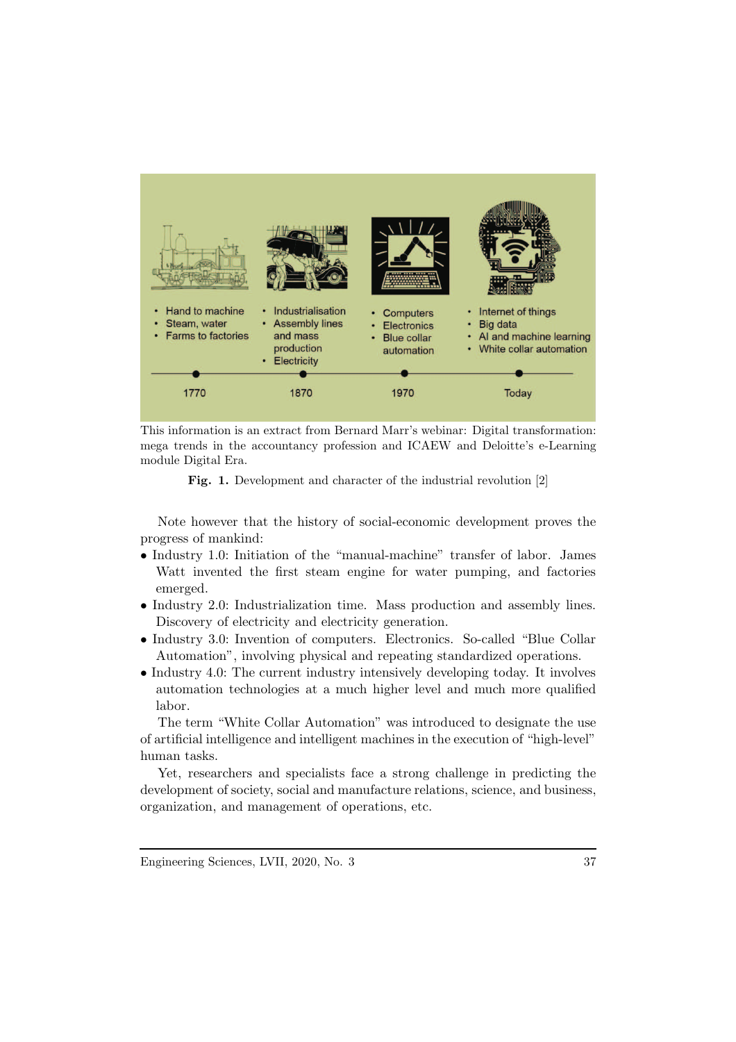This information is an extract from Bernard Marr's webinar: Digital transformation: mega trends in the accountancy profession and ICAEW and Deloitte's e-Learning module Digital Era.

**Fig. 1.** Development and character of the industrial revolution [2]

Note however that the history of social-economic development proves the progress of mankind:

- Industry 1.0: Initiation of the "manual-machine" transfer of labor. James Watt invented the first steam engine for water pumping, and factories emerged.
- Industry 2.0: Industrialization time. Mass production and assembly lines. Discovery of electricity and electricity generation.
- Industry 3.0: Invention of computers. Electronics. So-called "Blue Collar Automation", involving physical and repeating standardized operations.
- Industry 4.0: The current industry intensively developing today. It involves automation technologies at a much higher level and much more qualified labor.

The term "White Collar Automation" was introduced to designate the use of artificial intelligence and intelligent machines in the execution of "high-level" human tasks.

Yet, researchers and specialists face a strong challenge in predicting the development of society, social and manufacture relations, science, and business, organization, and management of operations, etc.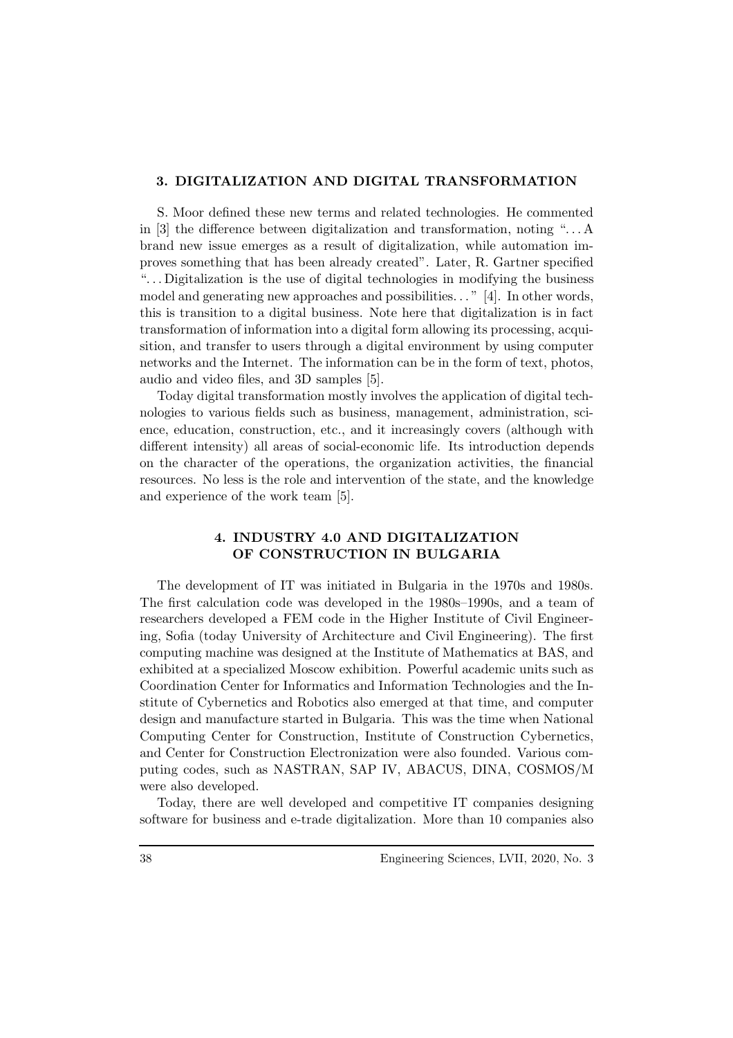## 3. DIGITALIZATION AND DIGITAL TRANSFORMATION

S. Moor defined these new terms and related technologies. He commented in [3] the difference between digitalization and transformation, noting "…A brand new issue emerges as a result of digitalization, while automation improves something that has been already created". Later, R. Gartner specified "…Digitalization is the use of digital technologies in modifying the business model and generating new approaches and possibilities…" [4]. In other words, this is transition to a digital business. Note here that digitalization is in fact transformation of information into a digital form allowing its processing, acquisition, and transfer to users through a digital environment by using computer networks and the Internet. The information can be in the form of text, photos, audio and video files, and 3D samples [5].

Today digital transformation mostly involves the application of digital technologies to various fields such as business, management, administration, science, education, construction, etc., and it increasingly covers (although with different intensity) all areas of social-economic life. Its introduction depends on the character of the operations, the organization activities, the financial resources. No less is the role and intervention of the state, and the knowledge and experience of the work team [5].

## 4. INDUSTRY 4.0 AND DIGITALIZATION OF CONSTRUCTION IN BULGARIA

The development of IT was initiated in Bulgaria in the 1970s and 1980s. The first calculation code was developed in the 1980s–1990s, and a team of researchers developed a FEM code in the Higher Institute of Civil Engineering, Sofia (today University of Architecture and Civil Engineering). The first computing machine was designed at the Institute of Mathematics at BAS, and exhibited at a specialized Moscow exhibition. Powerful academic units such as Coordination Center for Informatics and Information Technologies and the Institute of Cybernetics and Robotics also emerged at that time, and computer design and manufacture started in Bulgaria. This was the time when National Computing Center for Construction, Institute of Construction Cybernetics, and Center for Construction Electronization were also founded. Various computing codes, such as NASTRAN, SAP IV, ABACUS, DINA, COSMOS/M were also developed.

Today, there are well developed and competitive IT companies designing software for business and e-trade digitalization. More than 10 companies also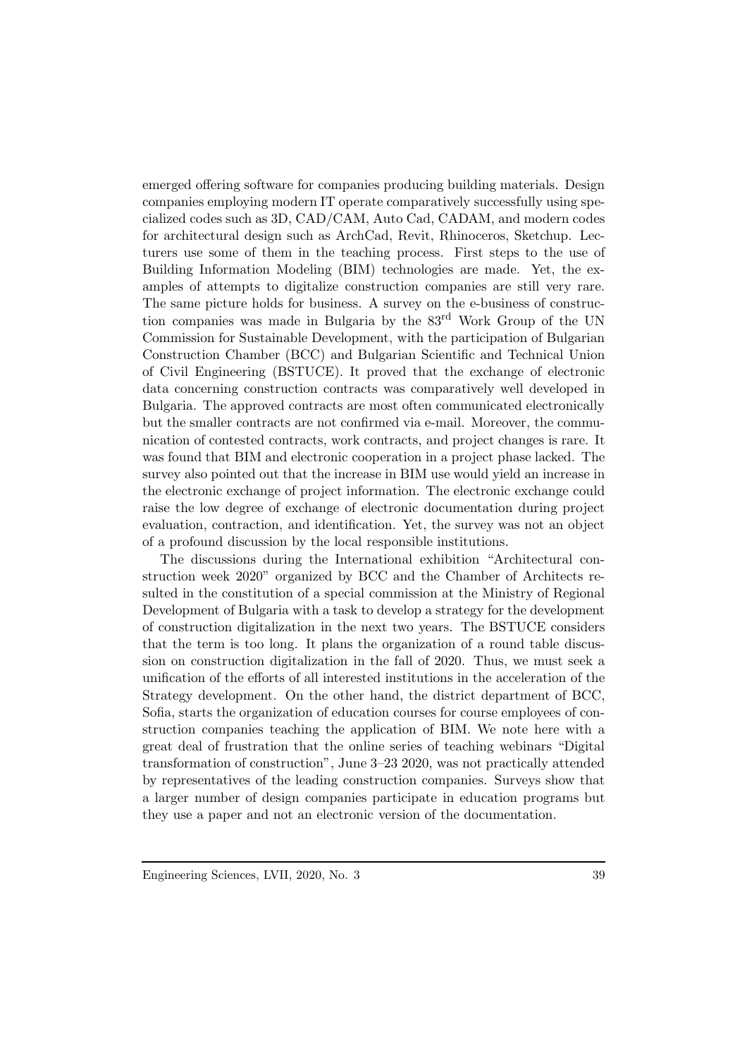emerged offering software for companies producing building materials. Design companies employing modern IT operate comparatively successfully using specialized codes such as 3D, CAD/CAM, Auto Cad, CADAM, and modern codes for architectural design such as ArchCad, Revit, Rhinoceros, Sketchup. Lecturers use some of them in the teaching process. First steps to the use of Building Information Modeling (BIM) technologies are made. Yet, the examples of attempts to digitalize construction companies are still very rare. The same picture holds for business. A survey on the e-business of construction companies was made in Bulgaria by the 83rd Work Group of the UN Commission for Sustainable Development, with the participation of Bulgarian Construction Chamber (BCC) and Bulgarian Scientific and Technical Union of Civil Engineering (BSTUCE). It proved that the exchange of electronic data concerning construction contracts was comparatively well developed in Bulgaria. The approved contracts are most often communicated electronically but the smaller contracts are not confirmed via e-mail. Moreover, the communication of contested contracts, work contracts, and project changes is rare. It was found that BIM and electronic cooperation in a project phase lacked. The survey also pointed out that the increase in BIM use would yield an increase in the electronic exchange of project information. The electronic exchange could raise the low degree of exchange of electronic documentation during project evaluation, contraction, and identification. Yet, the survey was not an object of a profound discussion by the local responsible institutions.

The discussions during the International exhibition "Architectural construction week 2020" organized by BCC and the Chamber of Architects resulted in the constitution of a special commission at the Ministry of Regional Development of Bulgaria with a task to develop a strategy for the development of construction digitalization in the next two years. The BSTUCE considers that the term is too long. It plans the organization of a round table discussion on construction digitalization in the fall of 2020. Thus, we must seek a unification of the efforts of all interested institutions in the acceleration of the Strategy development. On the other hand, the district department of BCC, Sofia, starts the organization of education courses for course employees of construction companies teaching the application of BIM. We note here with a great deal of frustration that the online series of teaching webinars "Digital transformation of construction", June 3–23 2020, was not practically attended by representatives of the leading construction companies. Surveys show that a larger number of design companies participate in education programs but they use a paper and not an electronic version of the documentation.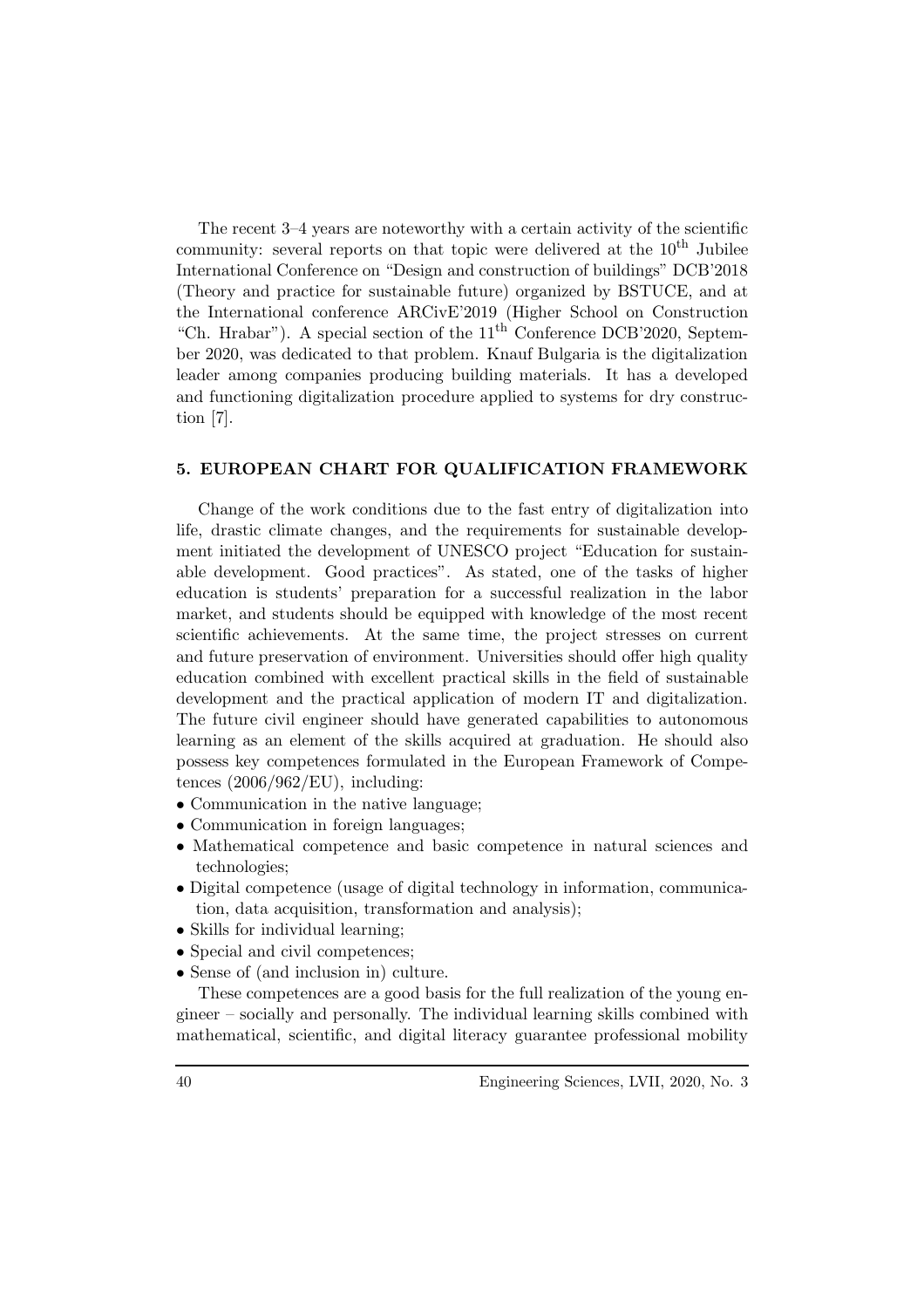The recent 3–4 years are noteworthy with a certain activity of the scientific community: several reports on that topic were delivered at the $10^{th}$ Jubilee International Conference on "Design and construction of buildings" DCB'2018 (Theory and practice for sustainable future) organized by BSTUCE, and at the International conference ARCivE'2019 (Higher School on Construction "Ch. Hrabar"). A special section of the $11^{th}$ Conference DCB'2020, September 2020, was dedicated to that problem. Knauf Bulgaria is the digitalization leader among companies producing building materials. It has a developed and functioning digitalization procedure applied to systems for dry construction [7].

## 5. EUROPEAN CHART FOR QUALIFICATION FRAMEWORK

Change of the work conditions due to the fast entry of digitalization into life, drastic climate changes, and the requirements for sustainable development initiated the development of UNESCO project "Education for sustainable development. Good practices". As stated, one of the tasks of higher education is students' preparation for a successful realization in the labor market, and students should be equipped with knowledge of the most recent scientific achievements. At the same time, the project stresses on current and future preservation of environment. Universities should offer high quality education combined with excellent practical skills in the field of sustainable development and the practical application of modern IT and digitalization. The future civil engineer should have generated capabilities to autonomous learning as an element of the skills acquired at graduation. He should also possess key competences formulated in the European Framework of Competences (2006/962/EU), including:

- Communication in the native language;
- Communication in foreign languages;
- Mathematical competence and basic competence in natural sciences and technologies;
- Digital competence (usage of digital technology in information, communication, data acquisition, transformation and analysis);
- Skills for individual learning;
- Special and civil competences;
- Sense of (and inclusion in) culture.

These competences are a good basis for the full realization of the young engineer – socially and personally. The individual learning skills combined with mathematical, scientific, and digital literacy guarantee professional mobility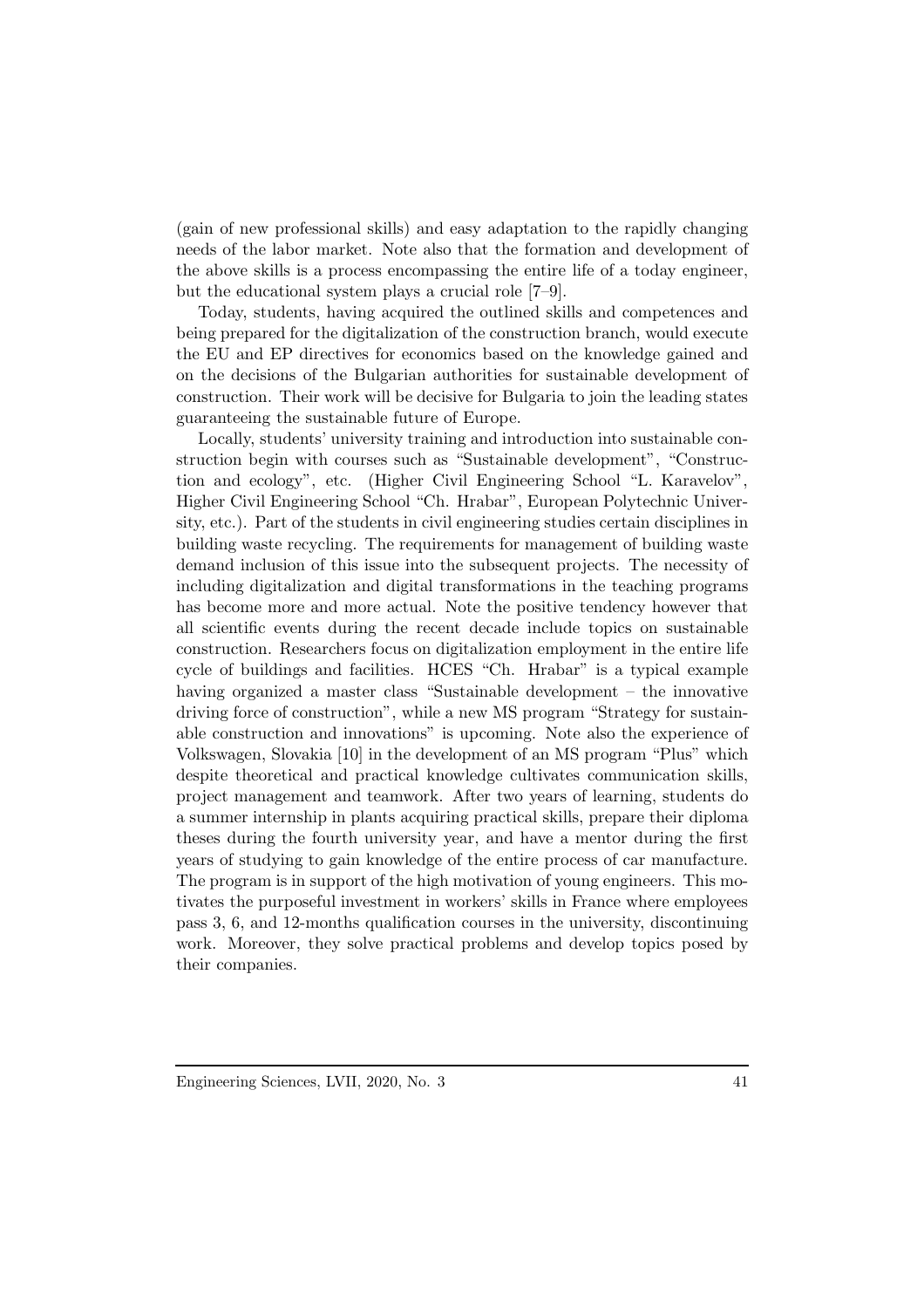(gain of new professional skills) and easy adaptation to the rapidly changing needs of the labor market. Note also that the formation and development of the above skills is a process encompassing the entire life of a today engineer, but the educational system plays a crucial role [7–9].

Today, students, having acquired the outlined skills and competences and being prepared for the digitalization of the construction branch, would execute the EU and EP directives for economics based on the knowledge gained and on the decisions of the Bulgarian authorities for sustainable development of construction. Their work will be decisive for Bulgaria to join the leading states guaranteeing the sustainable future of Europe.

Locally, students' university training and introduction into sustainable construction begin with courses such as "Sustainable development", "Construction and ecology", etc. (Higher Civil Engineering School "L. Karavelov", Higher Civil Engineering School "Ch. Hrabar", European Polytechnic University, etc.). Part of the students in civil engineering studies certain disciplines in building waste recycling. The requirements for management of building waste demand inclusion of this issue into the subsequent projects. The necessity of including digitalization and digital transformations in the teaching programs has become more and more actual. Note the positive tendency however that all scientific events during the recent decade include topics on sustainable construction. Researchers focus on digitalization employment in the entire life cycle of buildings and facilities. HCES "Ch. Hrabar" is a typical example having organized a master class "Sustainable development – the innovative driving force of construction", while a new MS program "Strategy for sustainable construction and innovations" is upcoming. Note also the experience of Volkswagen, Slovakia [10] in the development of an MS program "Plus" which despite theoretical and practical knowledge cultivates communication skills, project management and teamwork. After two years of learning, students do a summer internship in plants acquiring practical skills, prepare their diploma theses during the fourth university year, and have a mentor during the first years of studying to gain knowledge of the entire process of car manufacture. The program is in support of the high motivation of young engineers. This motivates the purposeful investment in workers' skills in France where employees pass 3, 6, and 12-months qualification courses in the university, discontinuing work. Moreover, they solve practical problems and develop topics posed by their companies.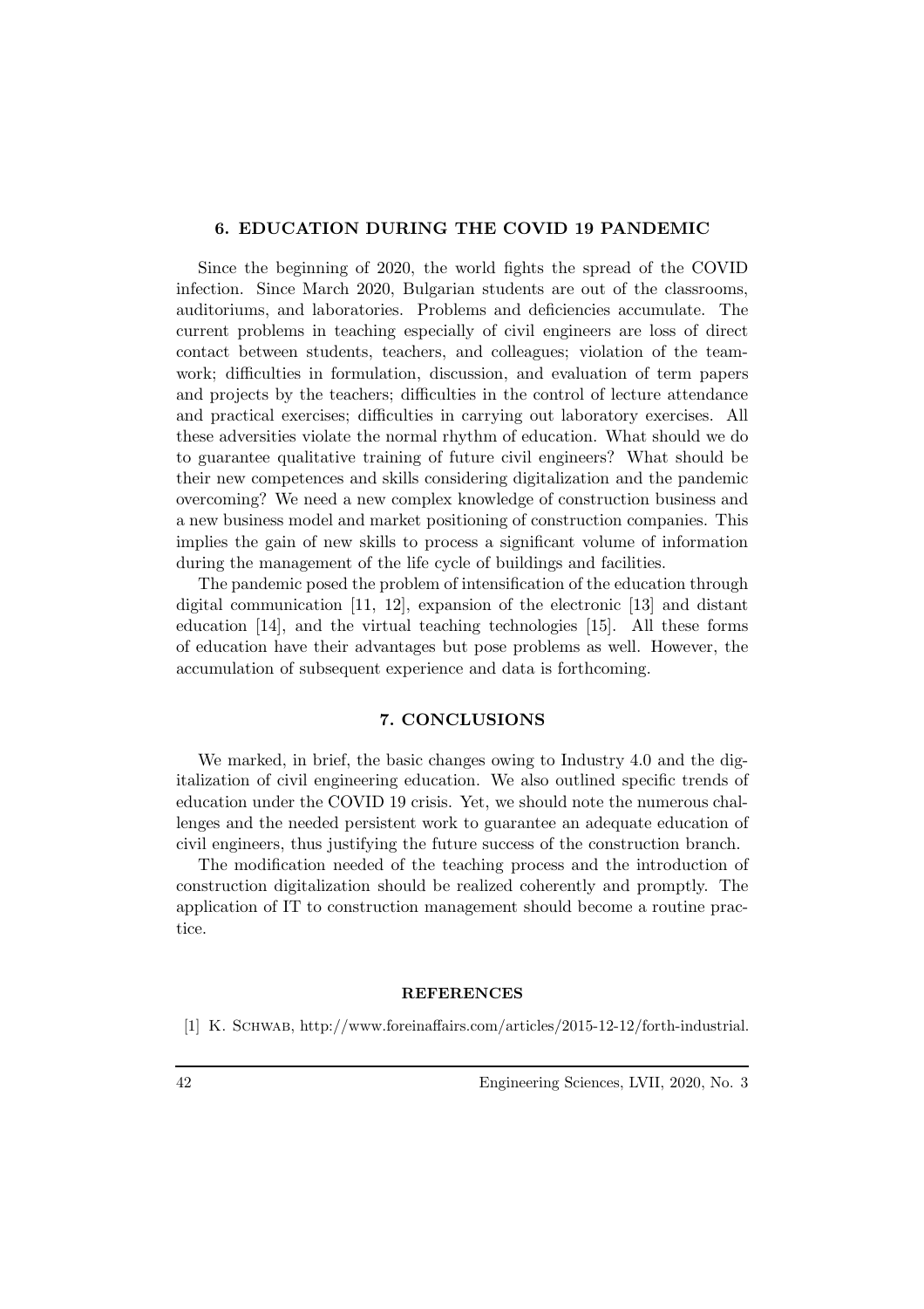## 6. EDUCATION DURING THE COVID 19 PANDEMIC

Since the beginning of 2020, the world fights the spread of the COVID infection. Since March 2020, Bulgarian students are out of the classrooms, auditoriums, and laboratories. Problems and deficiencies accumulate. The current problems in teaching especially of civil engineers are loss of direct contact between students, teachers, and colleagues; violation of the teamwork; difficulties in formulation, discussion, and evaluation of term papers and projects by the teachers; difficulties in the control of lecture attendance and practical exercises; difficulties in carrying out laboratory exercises. All these adversities violate the normal rhythm of education. What should we do to guarantee qualitative training of future civil engineers? What should be their new competences and skills considering digitalization and the pandemic overcoming? We need a new complex knowledge of construction business and a new business model and market positioning of construction companies. This implies the gain of new skills to process a significant volume of information during the management of the life cycle of buildings and facilities.

The pandemic posed the problem of intensification of the education through digital communication [11, 12], expansion of the electronic [13] and distant education [14], and the virtual teaching technologies [15]. All these forms of education have their advantages but pose problems as well. However, the accumulation of subsequent experience and data is forthcoming.

## 7. CONCLUSIONS

We marked, in brief, the basic changes owing to Industry 4.0 and the digitalization of civil engineering education. We also outlined specific trends of education under the COVID 19 crisis. Yet, we should note the numerous challenges and the needed persistent work to guarantee an adequate education of civil engineers, thus justifying the future success of the construction branch.

The modification needed of the teaching process and the introduction of construction digitalization should be realized coherently and promptly. The application of IT to construction management should become a routine practice.

### REFERENCES

[1] K. Schwab, http://www.foreinaffairs.com/articles/2015-12-12/forth-industrial.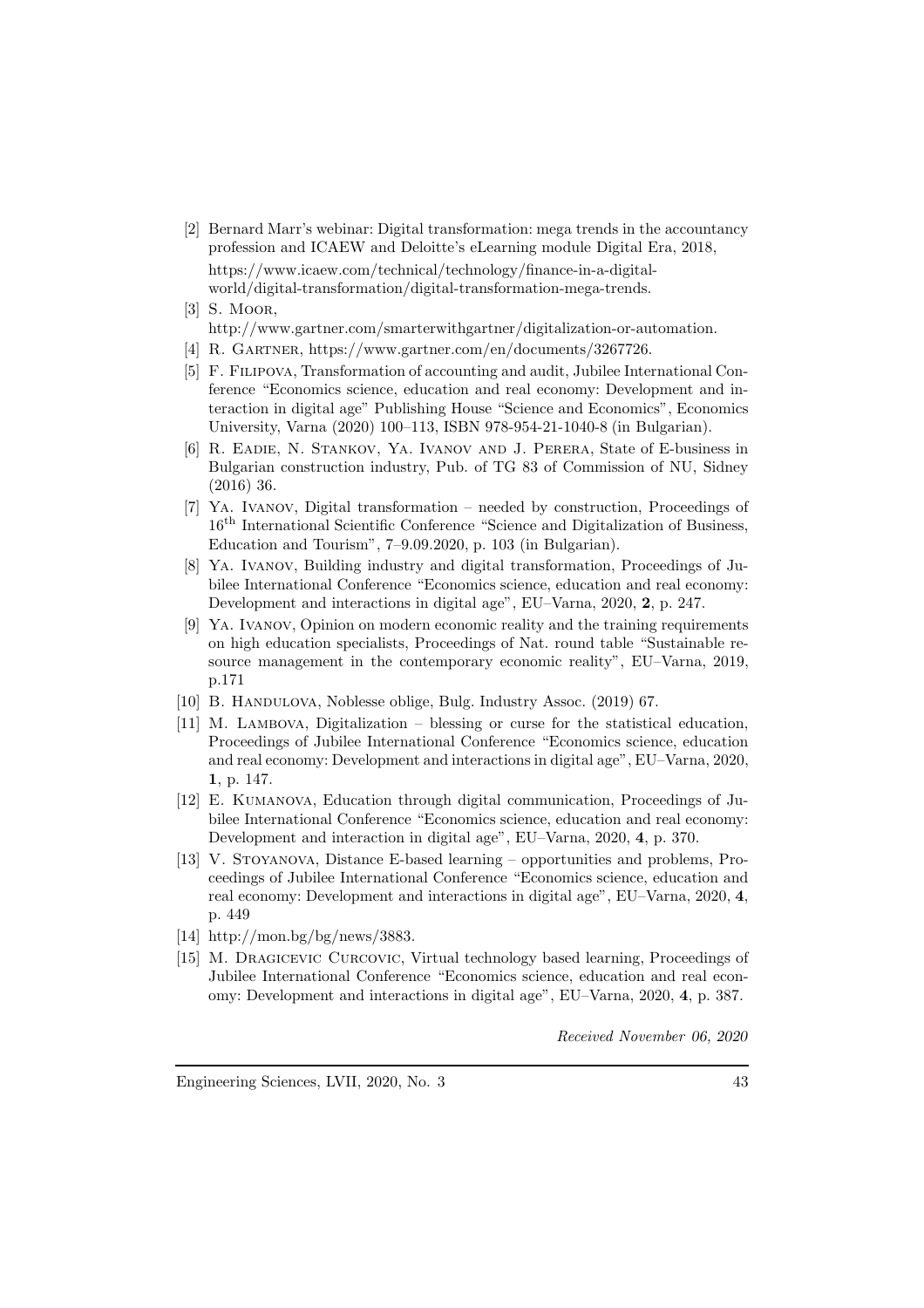[2] Bernard Marr's webinar: Digital transformation: mega trends in the accountancy profession and ICAEW and Deloitte's eLearning module Digital Era, 2018, https://www.icaew.com/technical/technology/finance-in-a-digital-world/digital-transformation/digital-transformation-mega-trends.

[3] S. Moor, http://www.gartner.com/smarterwithgartner/digitalization-or-automation.

[4] R. Gartner, https://www.gartner.com/en/documents/3267726.

[5] F. Filipova, Transformation of accounting and audit, Jubilee International Conference "Economics science, education and real economy: Development and interaction in digital age" Publishing House "Science and Economics", Economics University, Varna (2020) 100–113, ISBN 978-954-21-1040-8 (in Bulgarian).

[6] R. Eadie, N. Stankov, Ya. Ivanov and J. Perera, State of E-business in Bulgarian construction industry, Pub. of TG 83 of Commission of NU, Sidney (2016) 36.

[7] Ya. Ivanov, Digital transformation – needed by construction, Proceedings of 16th International Scientific Conference "Science and Digitalization of Business, Education and Tourism", 7–9.09.2020, p. 103 (in Bulgarian).

[8] Ya. Ivanov, Building industry and digital transformation, Proceedings of Jubilee International Conference "Economics science, education and real economy: Development and interactions in digital age", EU–Varna, 2020, **2**, p. 247.

[9] Ya. Ivanov, Opinion on modern economic reality and the training requirements on high education specialists, Proceedings of Nat. round table "Sustainable resource management in the contemporary economic reality", EU–Varna, 2019, p.171

[10] B. Handulova, Noblesse oblige, Bulg. Industry Assoc. (2019) 67.

[11] M. Lambova, Digitalization – blessing or curse for the statistical education, Proceedings of Jubilee International Conference "Economics science, education and real economy: Development and interactions in digital age", EU–Varna, 2020, **1**, p. 147.

[12] E. Kumanova, Education through digital communication, Proceedings of Jubilee International Conference "Economics science, education and real economy: Development and interaction in digital age", EU–Varna, 2020, **4**, p. 370.

[13] V. Stoyanova, Distance E-based learning – opportunities and problems, Proceedings of Jubilee International Conference "Economics science, education and real economy: Development and interactions in digital age", EU–Varna, 2020, **4**, p. 449

[14] http://mon.bg/bg/news/3883.

[15] M. Dragicevic Curcovic, Virtual technology based learning, Proceedings of Jubilee International Conference "Economics science, education and real economy: Development and interactions in digital age", EU–Varna, 2020, **4**, p. 387.

*Received November 06, 2020*